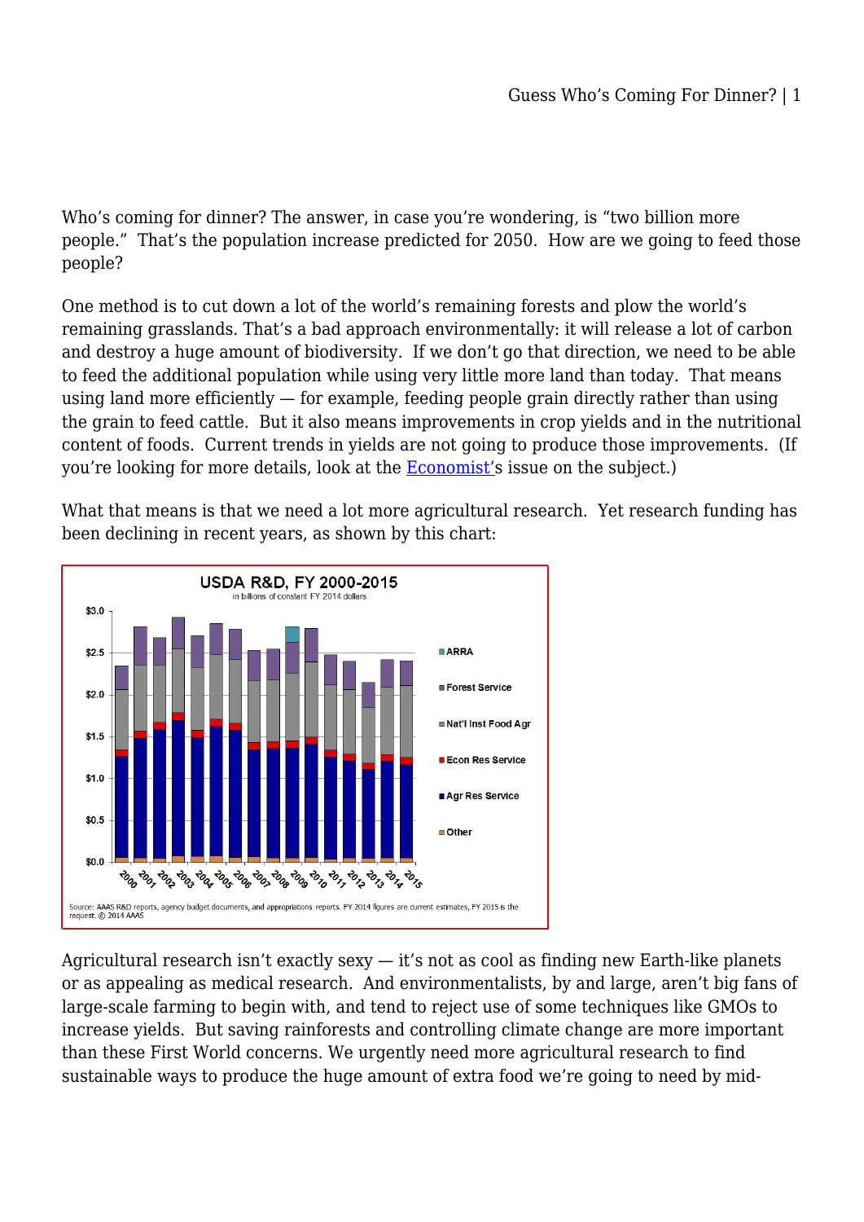Who's coming for dinner? The answer, in case you're wondering, is "two billion more people." That's the population increase predicted for 2050. How are we going to feed those people?

One method is to cut down a lot of the world's remaining forests and plow the world's remaining grasslands. That's a bad approach environmentally: it will release a lot of carbon and destroy a huge amount of biodiversity. If we don't go that direction, we need to be able to feed the additional population while using very little more land than today. That means using land more efficiently — for example, feeding people grain directly rather than using the grain to feed cattle. But it also means improvements in crop yields and in the nutritional content of foods. Current trends in yields are not going to produce those improvements. (If you're looking for more details, look at the Economist's issue on the subject.)

What that means is that we need a lot more agricultural research. Yet research funding has been declining in recent years, as shown by this chart:

**USDA R&D, FY 2000-2015**
in billions of constant FY 2014 dollars

Legend: ARRA; Forest Service; Nat'l Inst Food Agr; Econ Res Service; Agr Res Service; Other

Source: AAAS R&D reports, agency budget documents, and appropriations reports. FY 2014 figures are current estimates, FY 2015 is the request. © 2014 AAAS

Agricultural research isn't exactly sexy — it's not as cool as finding new Earth-like planets or as appealing as medical research. And environmentalists, by and large, aren't big fans of large-scale farming to begin with, and tend to reject use of some techniques like GMOs to increase yields. But saving rainforests and controlling climate change are more important than these First World concerns. We urgently need more agricultural research to find sustainable ways to produce the huge amount of extra food we're going to need by mid-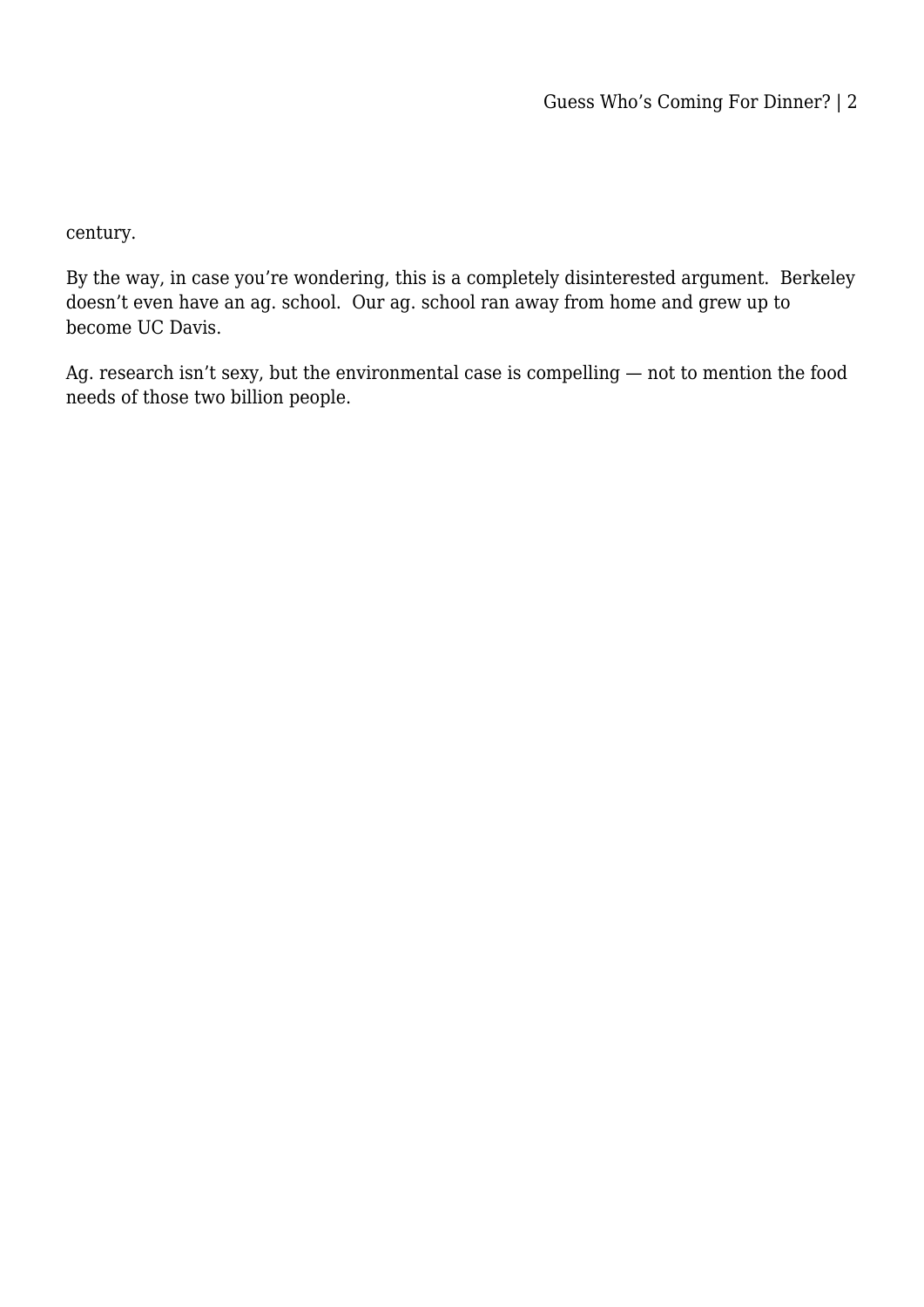century.

By the way, in case you're wondering, this is a completely disinterested argument.  Berkeley doesn't even have an ag. school.  Our ag. school ran away from home and grew up to become UC Davis.

Ag. research isn't sexy, but the environmental case is compelling — not to mention the food needs of those two billion people.